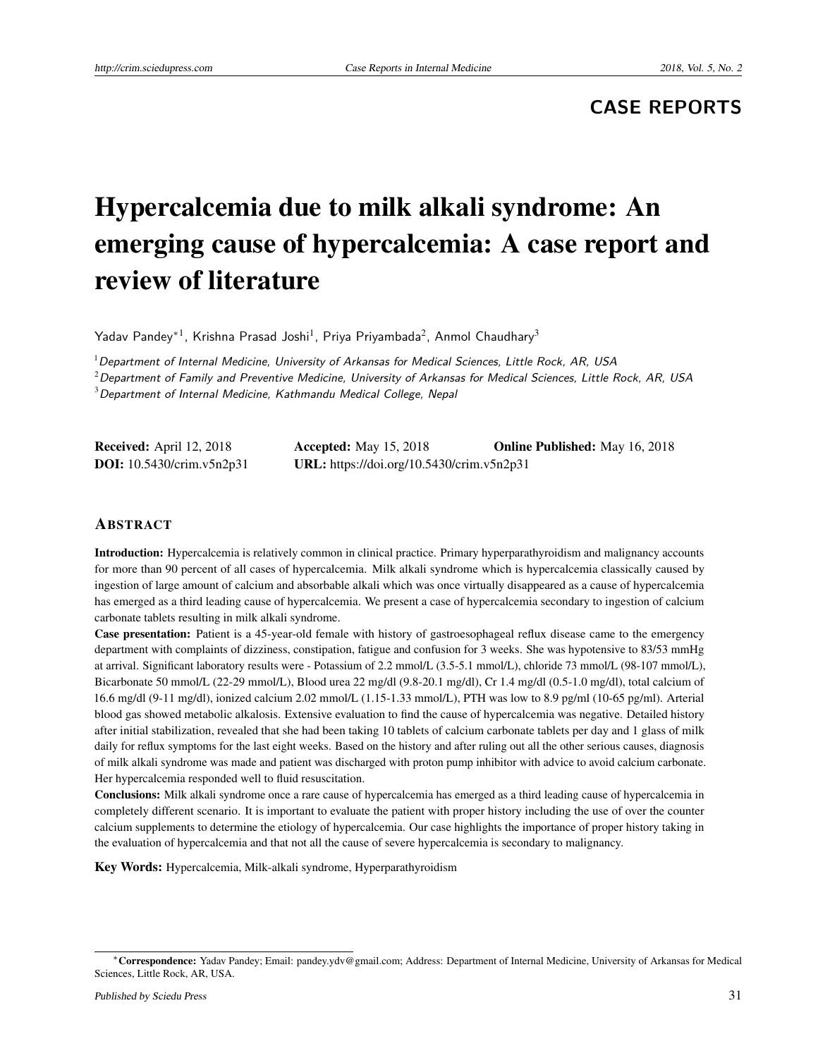CASE REPORTS

# Hypercalcemia due to milk alkali syndrome: An emerging cause of hypercalcemia: A case report and review of literature

Yadav Pandey*[1], Krishna Prasad Joshi[1], Priya Priyambada[2], Anmol Chaudhary[3]

[1] *Department of Internal Medicine, University of Arkansas for Medical Sciences, Little Rock, AR, USA*

[2] *Department of Family and Preventive Medicine, University of Arkansas for Medical Sciences, Little Rock, AR, USA*

[3] *Department of Internal Medicine, Kathmandu Medical College, Nepal*

**Received:** April 12, 2018 **Accepted:** May 15, 2018 **Online Published:** May 16, 2018

**DOI:** 10.5430/crim.v5n2p31 **URL:** https://doi.org/10.5430/crim.v5n2p31

## ABSTRACT

**Introduction:** Hypercalcemia is relatively common in clinical practice. Primary hyperparathyroidism and malignancy accounts for more than 90 percent of all cases of hypercalcemia. Milk alkali syndrome which is hypercalcemia classically caused by ingestion of large amount of calcium and absorbable alkali which was once virtually disappeared as a cause of hypercalcemia has emerged as a third leading cause of hypercalcemia. We present a case of hypercalcemia secondary to ingestion of calcium carbonate tablets resulting in milk alkali syndrome.

**Case presentation:** Patient is a 45-year-old female with history of gastroesophageal reflux disease came to the emergency department with complaints of dizziness, constipation, fatigue and confusion for 3 weeks. She was hypotensive to 83/53 mmHg at arrival. Significant laboratory results were - Potassium of 2.2 mmol/L (3.5-5.1 mmol/L), chloride 73 mmol/L (98-107 mmol/L), Bicarbonate 50 mmol/L (22-29 mmol/L), Blood urea 22 mg/dl (9.8-20.1 mg/dl), Cr 1.4 mg/dl (0.5-1.0 mg/dl), total calcium of 16.6 mg/dl (9-11 mg/dl), ionized calcium 2.02 mmol/L (1.15-1.33 mmol/L), PTH was low to 8.9 pg/ml (10-65 pg/ml). Arterial blood gas showed metabolic alkalosis. Extensive evaluation to find the cause of hypercalcemia was negative. Detailed history after initial stabilization, revealed that she had been taking 10 tablets of calcium carbonate tablets per day and 1 glass of milk daily for reflux symptoms for the last eight weeks. Based on the history and after ruling out all the other serious causes, diagnosis of milk alkali syndrome was made and patient was discharged with proton pump inhibitor with advice to avoid calcium carbonate. Her hypercalcemia responded well to fluid resuscitation.

**Conclusions:** Milk alkali syndrome once a rare cause of hypercalcemia has emerged as a third leading cause of hypercalcemia in completely different scenario. It is important to evaluate the patient with proper history including the use of over the counter calcium supplements to determine the etiology of hypercalcemia. Our case highlights the importance of proper history taking in the evaluation of hypercalcemia and that not all the cause of severe hypercalcemia is secondary to malignancy.

**Key Words:** Hypercalcemia, Milk-alkali syndrome, Hyperparathyroidism

*__Correspondence:__ Yadav Pandey; Email: pandey.ydv@gmail.com; Address: Department of Internal Medicine, University of Arkansas for Medical Sciences, Little Rock, AR, USA.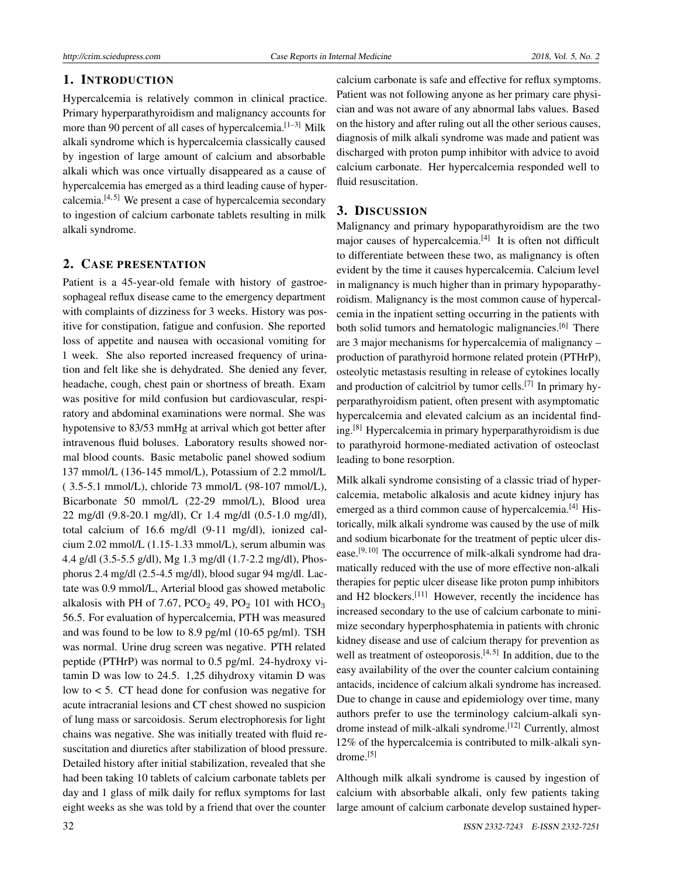## 1. INTRODUCTION

Hypercalcemia is relatively common in clinical practice. Primary hyperparathyroidism and malignancy accounts for more than 90 percent of all cases of hypercalcemia.[1–3] Milk alkali syndrome which is hypercalcemia classically caused by ingestion of large amount of calcium and absorbable alkali which was once virtually disappeared as a cause of hypercalcemia has emerged as a third leading cause of hypercalcemia.[4,5] We present a case of hypercalcemia secondary to ingestion of calcium carbonate tablets resulting in milk alkali syndrome.

## 2. CASE PRESENTATION

Patient is a 45-year-old female with history of gastroesophageal reflux disease came to the emergency department with complaints of dizziness for 3 weeks. History was positive for constipation, fatigue and confusion. She reported loss of appetite and nausea with occasional vomiting for 1 week. She also reported increased frequency of urination and felt like she is dehydrated. She denied any fever, headache, cough, chest pain or shortness of breath. Exam was positive for mild confusion but cardiovascular, respiratory and abdominal examinations were normal. She was hypotensive to 83/53 mmHg at arrival which got better after intravenous fluid boluses. Laboratory results showed normal blood counts. Basic metabolic panel showed sodium 137 mmol/L (136-145 mmol/L), Potassium of 2.2 mmol/L ( 3.5-5.1 mmol/L), chloride 73 mmol/L (98-107 mmol/L), Bicarbonate 50 mmol/L (22-29 mmol/L), Blood urea 22 mg/dl (9.8-20.1 mg/dl), Cr 1.4 mg/dl (0.5-1.0 mg/dl), total calcium of 16.6 mg/dl (9-11 mg/dl), ionized calcium 2.02 mmol/L (1.15-1.33 mmol/L), serum albumin was 4.4 g/dl (3.5-5.5 g/dl), Mg 1.3 mg/dl (1.7-2.2 mg/dl), Phosphorus 2.4 mg/dl (2.5-4.5 mg/dl), blood sugar 94 mg/dl. Lactate was 0.9 mmol/L, Arterial blood gas showed metabolic alkalosis with PH of 7.67, $PCO_2$ 49, $PO_2$ 101 with $HCO_3$ 56.5. For evaluation of hypercalcemia, PTH was measured and was found to be low to 8.9 pg/ml (10-65 pg/ml). TSH was normal. Urine drug screen was negative. PTH related peptide (PTHrP) was normal to 0.5 pg/ml. 24-hydroxy vitamin D was low to 24.5. 1,25 dihydroxy vitamin D was low to < 5. CT head done for confusion was negative for acute intracranial lesions and CT chest showed no suspicion of lung mass or sarcoidosis. Serum electrophoresis for light chains was negative. She was initially treated with fluid resuscitation and diuretics after stabilization of blood pressure. Detailed history after initial stabilization, revealed that she had been taking 10 tablets of calcium carbonate tablets per day and 1 glass of milk daily for reflux symptoms for last eight weeks as she was told by a friend that over the counter calcium carbonate is safe and effective for reflux symptoms. Patient was not following anyone as her primary care physician and was not aware of any abnormal labs values. Based on the history and after ruling out all the other serious causes, diagnosis of milk alkali syndrome was made and patient was discharged with proton pump inhibitor with advice to avoid calcium carbonate. Her hypercalcemia responded well to fluid resuscitation.

## 3. DISCUSSION

Malignancy and primary hypoparathyroidism are the two major causes of hypercalcemia.[4] It is often not difficult to differentiate between these two, as malignancy is often evident by the time it causes hypercalcemia. Calcium level in malignancy is much higher than in primary hypoparathyroidism. Malignancy is the most common cause of hypercalcemia in the inpatient setting occurring in the patients with both solid tumors and hematologic malignancies.[6] There are 3 major mechanisms for hypercalcemia of malignancy – production of parathyroid hormone related protein (PTHrP), osteolytic metastasis resulting in release of cytokines locally and production of calcitriol by tumor cells.[7] In primary hyperparathyroidism patient, often present with asymptomatic hypercalcemia and elevated calcium as an incidental finding.[8] Hypercalcemia in primary hyperparathyroidism is due to parathyroid hormone-mediated activation of osteoclast leading to bone resorption.

Milk alkali syndrome consisting of a classic triad of hypercalcemia, metabolic alkalosis and acute kidney injury has emerged as a third common cause of hypercalcemia.[4] Historically, milk alkali syndrome was caused by the use of milk and sodium bicarbonate for the treatment of peptic ulcer disease.[9,10] The occurrence of milk-alkali syndrome had dramatically reduced with the use of more effective non-alkali therapies for peptic ulcer disease like proton pump inhibitors and H2 blockers.[11] However, recently the incidence has increased secondary to the use of calcium carbonate to minimize secondary hyperphosphatemia in patients with chronic kidney disease and use of calcium therapy for prevention as well as treatment of osteoporosis.[4,5] In addition, due to the easy availability of the over the counter calcium containing antacids, incidence of calcium alkali syndrome has increased. Due to change in cause and epidemiology over time, many authors prefer to use the terminology calcium-alkali syndrome instead of milk-alkali syndrome.[12] Currently, almost 12% of the hypercalcemia is contributed to milk-alkali syndrome.[5]

Although milk alkali syndrome is caused by ingestion of calcium with absorbable alkali, only few patients taking large amount of calcium carbonate develop sustained hyper-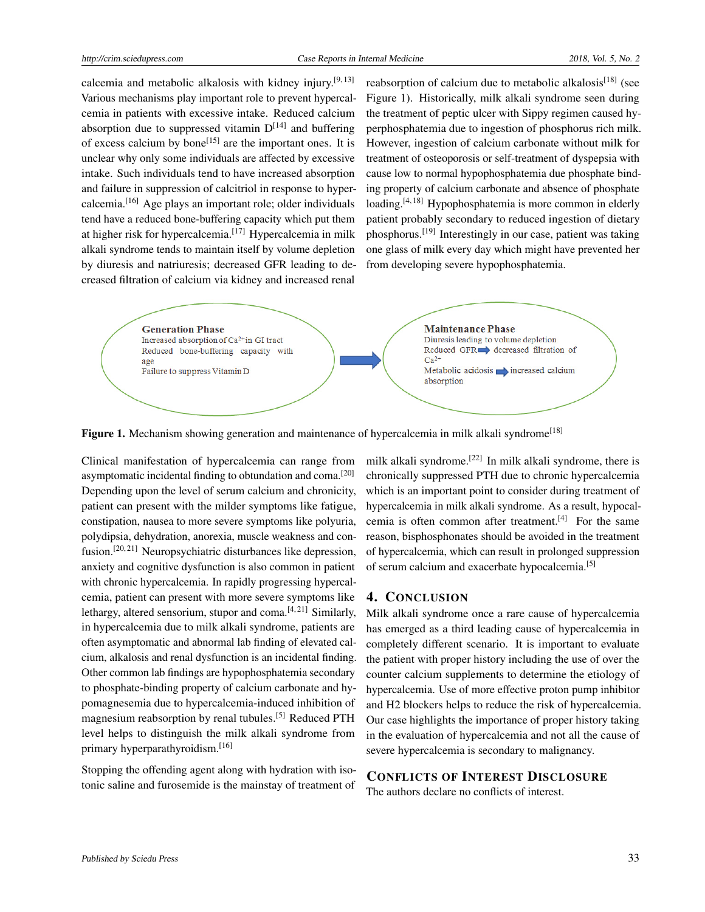calcemia and metabolic alkalosis with kidney injury.[9,13] Various mechanisms play important role to prevent hypercalcemia in patients with excessive intake. Reduced calcium absorption due to suppressed vitamin D[14] and buffering of excess calcium by bone[15] are the important ones. It is unclear why only some individuals are affected by excessive intake. Such individuals tend to have increased absorption and failure in suppression of calcitriol in response to hypercalcemia.[16] Age plays an important role; older individuals tend have a reduced bone-buffering capacity which put them at higher risk for hypercalcemia.[17] Hypercalcemia in milk alkali syndrome tends to maintain itself by volume depletion by diuresis and natriuresis; decreased GFR leading to decreased filtration of calcium via kidney and increased renal reabsorption of calcium due to metabolic alkalosis[18] (see Figure 1). Historically, milk alkali syndrome seen during the treatment of peptic ulcer with Sippy regimen caused hyperphosphatemia due to ingestion of phosphorus rich milk. However, ingestion of calcium carbonate without milk for treatment of osteoporosis or self-treatment of dyspepsia with cause low to normal hypophosphatemia due phosphate binding property of calcium carbonate and absence of phosphate loading.[4,18] Hypophosphatemia is more common in elderly patient probably secondary to reduced ingestion of dietary phosphorus.[19] Interestingly in our case, patient was taking one glass of milk every day which might have prevented her from developing severe hypophosphatemia.

**Generation Phase**
Increased absorption of $Ca^{2+}$ in GI tract
Reduced bone-buffering capacity with age
Failure to suppress Vitamin D

→

**Maintenance Phase**
Diuresis leading to volume depletion
Reduced GFR → decreased filtration of $Ca^{2+}$
Metabolic acidosis → increased calcium absorption

**Figure 1.** Mechanism showing generation and maintenance of hypercalcemia in milk alkali syndrome[18]

Clinical manifestation of hypercalcemia can range from asymptomatic incidental finding to obtundation and coma.[20] Depending upon the level of serum calcium and chronicity, patient can present with the milder symptoms like fatigue, constipation, nausea to more severe symptoms like polyuria, polydipsia, dehydration, anorexia, muscle weakness and confusion.[20,21] Neuropsychiatric disturbances like depression, anxiety and cognitive dysfunction is also common in patient with chronic hypercalcemia. In rapidly progressing hypercalcemia, patient can present with more severe symptoms like lethargy, altered sensorium, stupor and coma.[4,21] Similarly, in hypercalcemia due to milk alkali syndrome, patients are often asymptomatic and abnormal lab finding of elevated calcium, alkalosis and renal dysfunction is an incidental finding. Other common lab findings are hypophosphatemia secondary to phosphate-binding property of calcium carbonate and hypomagnesemia due to hypercalcemia-induced inhibition of magnesium reabsorption by renal tubules.[5] Reduced PTH level helps to distinguish the milk alkali syndrome from primary hyperparathyroidism.[16]

Stopping the offending agent along with hydration with isotonic saline and furosemide is the mainstay of treatment of milk alkali syndrome.[22] In milk alkali syndrome, there is chronically suppressed PTH due to chronic hypercalcemia which is an important point to consider during treatment of hypercalcemia in milk alkali syndrome. As a result, hypocalcemia is often common after treatment.[4] For the same reason, bisphosphonates should be avoided in the treatment of hypercalcemia, which can result in prolonged suppression of serum calcium and exacerbate hypocalcemia.[5]

## 4. Conclusion

Milk alkali syndrome once a rare cause of hypercalcemia has emerged as a third leading cause of hypercalcemia in completely different scenario. It is important to evaluate the patient with proper history including the use of over the counter calcium supplements to determine the etiology of hypercalcemia. Use of more effective proton pump inhibitor and H2 blockers helps to reduce the risk of hypercalcemia. Our case highlights the importance of proper history taking in the evaluation of hypercalcemia and not all the cause of severe hypercalcemia is secondary to malignancy.

## Conflicts of Interest Disclosure

The authors declare no conflicts of interest.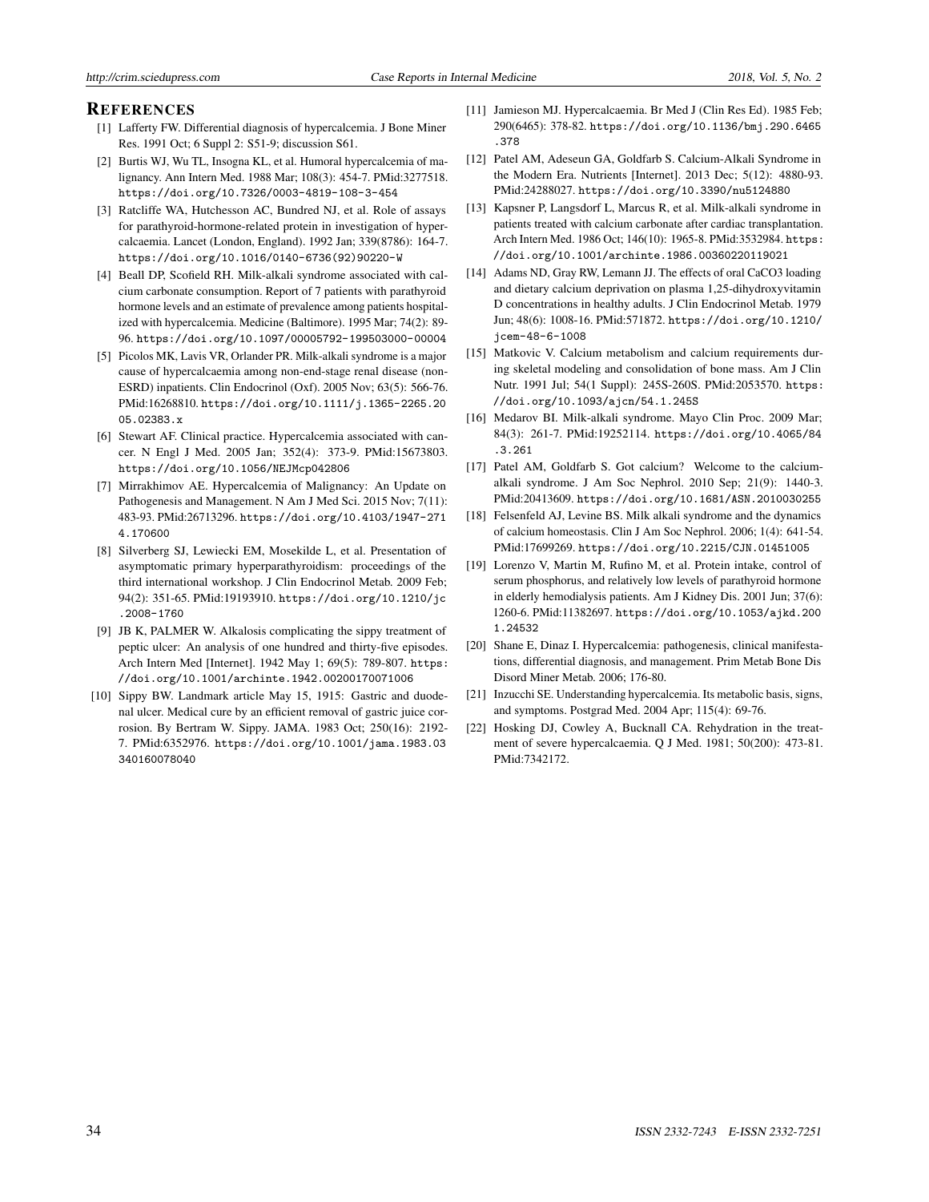## REFERENCES

[1] Lafferty FW. Differential diagnosis of hypercalcemia. J Bone Miner Res. 1991 Oct; 6 Suppl 2: S51-9; discussion S61.

[2] Burtis WJ, Wu TL, Insogna KL, et al. Humoral hypercalcemia of malignancy. Ann Intern Med. 1988 Mar; 108(3): 454-7. PMid:3277518. https://doi.org/10.7326/0003-4819-108-3-454

[3] Ratcliffe WA, Hutchesson AC, Bundred NJ, et al. Role of assays for parathyroid-hormone-related protein in investigation of hypercalcaemia. Lancet (London, England). 1992 Jan; 339(8786): 164-7. https://doi.org/10.1016/0140-6736(92)90220-W

[4] Beall DP, Scofield RH. Milk-alkali syndrome associated with calcium carbonate consumption. Report of 7 patients with parathyroid hormone levels and an estimate of prevalence among patients hospitalized with hypercalcemia. Medicine (Baltimore). 1995 Mar; 74(2): 89-96. https://doi.org/10.1097/00005792-199503000-00004

[5] Picolos MK, Lavis VR, Orlander PR. Milk-alkali syndrome is a major cause of hypercalcaemia among non-end-stage renal disease (non-ESRD) inpatients. Clin Endocrinol (Oxf). 2005 Nov; 63(5): 566-76. PMid:16268810. https://doi.org/10.1111/j.1365-2265.2005.02383.x

[6] Stewart AF. Clinical practice. Hypercalcemia associated with cancer. N Engl J Med. 2005 Jan; 352(4): 373-9. PMid:15673803. https://doi.org/10.1056/NEJMcp042806

[7] Mirrakhimov AE. Hypercalcemia of Malignancy: An Update on Pathogenesis and Management. N Am J Med Sci. 2015 Nov; 7(11): 483-93. PMid:26713296. https://doi.org/10.4103/1947-2714.170600

[8] Silverberg SJ, Lewiecki EM, Mosekilde L, et al. Presentation of asymptomatic primary hyperparathyroidism: proceedings of the third international workshop. J Clin Endocrinol Metab. 2009 Feb; 94(2): 351-65. PMid:19193910. https://doi.org/10.1210/jc.2008-1760

[9] JB K, PALMER W. Alkalosis complicating the sippy treatment of peptic ulcer: An analysis of one hundred and thirty-five episodes. Arch Intern Med [Internet]. 1942 May 1; 69(5): 789-807. https://doi.org/10.1001/archinte.1942.00200170071006

[10] Sippy BW. Landmark article May 15, 1915: Gastric and duodenal ulcer. Medical cure by an efficient removal of gastric juice corrosion. By Bertram W. Sippy. JAMA. 1983 Oct; 250(16): 2192-7. PMid:6352976. https://doi.org/10.1001/jama.1983.03340160078040

[11] Jamieson MJ. Hypercalcaemia. Br Med J (Clin Res Ed). 1985 Feb; 290(6465): 378-82. https://doi.org/10.1136/bmj.290.6465.378

[12] Patel AM, Adeseun GA, Goldfarb S. Calcium-Alkali Syndrome in the Modern Era. Nutrients [Internet]. 2013 Dec; 5(12): 4880-93. PMid:24288027. https://doi.org/10.3390/nu5124880

[13] Kapsner P, Langsdorf L, Marcus R, et al. Milk-alkali syndrome in patients treated with calcium carbonate after cardiac transplantation. Arch Intern Med. 1986 Oct; 146(10): 1965-8. PMid:3532984. https://doi.org/10.1001/archinte.1986.00360220119021

[14] Adams ND, Gray RW, Lemann JJ. The effects of oral CaCO3 loading and dietary calcium deprivation on plasma 1,25-dihydroxyvitamin D concentrations in healthy adults. J Clin Endocrinol Metab. 1979 Jun; 48(6): 1008-16. PMid:571872. https://doi.org/10.1210/jcem-48-6-1008

[15] Matkovic V. Calcium metabolism and calcium requirements during skeletal modeling and consolidation of bone mass. Am J Clin Nutr. 1991 Jul; 54(1 Suppl): 245S-260S. PMid:2053570. https://doi.org/10.1093/ajcn/54.1.245S

[16] Medarov BI. Milk-alkali syndrome. Mayo Clin Proc. 2009 Mar; 84(3): 261-7. PMid:19252114. https://doi.org/10.4065/84.3.261

[17] Patel AM, Goldfarb S. Got calcium? Welcome to the calcium-alkali syndrome. J Am Soc Nephrol. 2010 Sep; 21(9): 1440-3. PMid:20413609. https://doi.org/10.1681/ASN.2010030255

[18] Felsenfeld AJ, Levine BS. Milk alkali syndrome and the dynamics of calcium homeostasis. Clin J Am Soc Nephrol. 2006; 1(4): 641-54. PMid:17699269. https://doi.org/10.2215/CJN.01451005

[19] Lorenzo V, Martin M, Rufino M, et al. Protein intake, control of serum phosphorus, and relatively low levels of parathyroid hormone in elderly hemodialysis patients. Am J Kidney Dis. 2001 Jun; 37(6): 1260-6. PMid:11382697. https://doi.org/10.1053/ajkd.2001.24532

[20] Shane E, Dinaz I. Hypercalcemia: pathogenesis, clinical manifestations, differential diagnosis, and management. Prim Metab Bone Dis Disord Miner Metab. 2006; 176-80.

[21] Inzucchi SE. Understanding hypercalcemia. Its metabolic basis, signs, and symptoms. Postgrad Med. 2004 Apr; 115(4): 69-76.

[22] Hosking DJ, Cowley A, Bucknall CA. Rehydration in the treatment of severe hypercalcaemia. Q J Med. 1981; 50(200): 473-81. PMid:7342172.